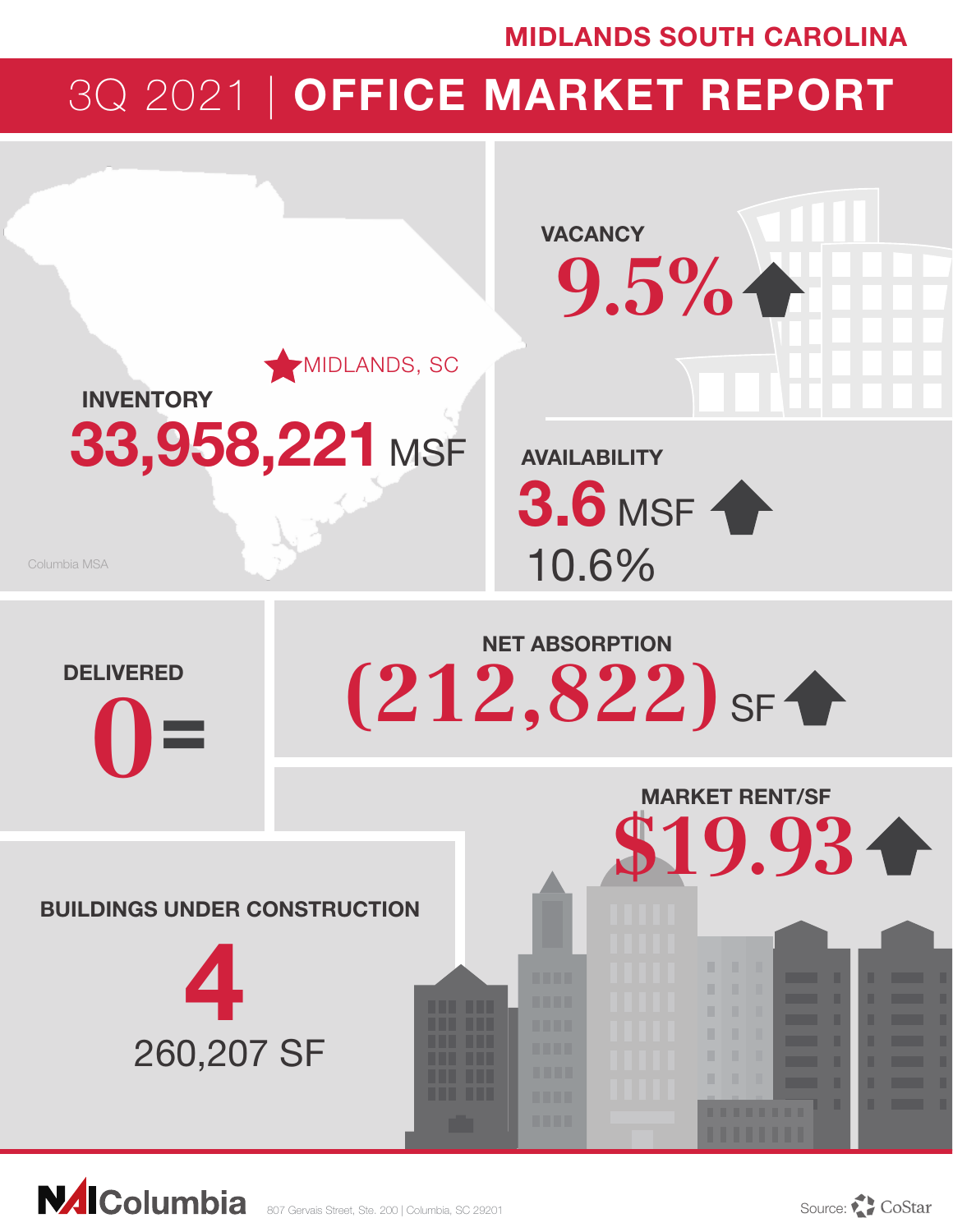MIDLANDS SOUTH CAROLINA

# 3Q 2021 | OFFICE MARKET REPORT

MIDLANDS, SC

**INVENTORY**

**33,958,221** MSF

Columbia MSA

**VACANCY**

**9.5%** ↑

**AVAILABILITY**

**3.6** MSF ↑

10.6%

**DELIVERED**

**0** =

**NET ABSORPTION**

**(212,822)** SF ↑

**MARKET RENT/SF**

**$19.93** ↑

**BUILDINGS UNDER CONSTRUCTION**

**4**

260,207 SF

NAI Columbia 807 Gervais Street, Ste. 200 | Columbia, SC 29201

Source: CoStar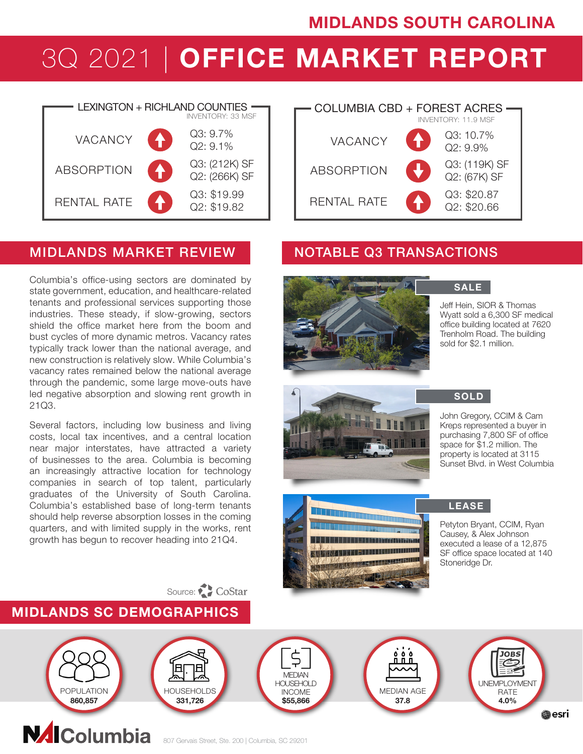MIDLANDS SOUTH CAROLINA

# 3Q 2021 | OFFICE MARKET REPORT

## LEXINGTON + RICHLAND COUNTIES

INVENTORY: 33 MSF

| | Trend | |
|---|---|---|
| VACANCY | ↑ | Q3: 9.7%<br>Q2: 9.1% |
| ABSORPTION | ↑ | Q3: (212K) SF<br>Q2: (266K) SF |
| RENTAL RATE | ↑ | Q3: $19.99<br>Q2: $19.82 |

## COLUMBIA CBD + FOREST ACRES

INVENTORY: 11.9 MSF

| | Trend | |
|---|---|---|
| VACANCY | ↑ | Q3: 10.7%<br>Q2: 9.9% |
| ABSORPTION | ↓ | Q3: (119K) SF<br>Q2: (67K) SF |
| RENTAL RATE | ↑ | Q3: $20.87<br>Q2: $20.66 |

## MIDLANDS MARKET REVIEW

Columbia's office-using sectors are dominated by state government, education, and healthcare-related tenants and professional services supporting those industries. These steady, if slow-growing, sectors shield the office market here from the boom and bust cycles of more dynamic metros. Vacancy rates typically track lower than the national average, and new construction is relatively slow. While Columbia's vacancy rates remained below the national average through the pandemic, some large move-outs have led negative absorption and slowing rent growth in 21Q3.

Several factors, including low business and living costs, local tax incentives, and a central location near major interstates, have attracted a variety of businesses to the area. Columbia is becoming an increasingly attractive location for technology companies in search of top talent, particularly graduates of the University of South Carolina. Columbia's established base of long-term tenants should help reverse absorption losses in the coming quarters, and with limited supply in the works, rent growth has begun to recover heading into 21Q4.

Source: CoStar

## NOTABLE Q3 TRANSACTIONS

**SALE**

Jeff Hein, SIOR & Thomas Wyatt sold a 6,300 SF medical office building located at 7620 Trenholm Road. The building sold for $2.1 million.

**SOLD**

John Gregory, CCIM & Cam Kreps represented a buyer in purchasing 7,800 SF of office space for $1.2 million. The property is located at 3115 Sunset Blvd. in West Columbia

**LEASE**

Petyton Bryant, CCIM, Ryan Causey, & Alex Johnson executed a lease of a 12,875 SF office space located at 140 Stoneridge Dr.

## MIDLANDS SC DEMOGRAPHICS

| POPULATION | HOUSEHOLDS | MEDIAN HOUSEHOLD INCOME | MEDIAN AGE | UNEMPLOYMENT RATE |
|---|---|---|---|---|
| 860,857 | 331,726 | $55,866 | 37.8 | 4.0% |

esri

NAI Columbia

807 Gervais Street, Ste. 200 | Columbia, SC 29201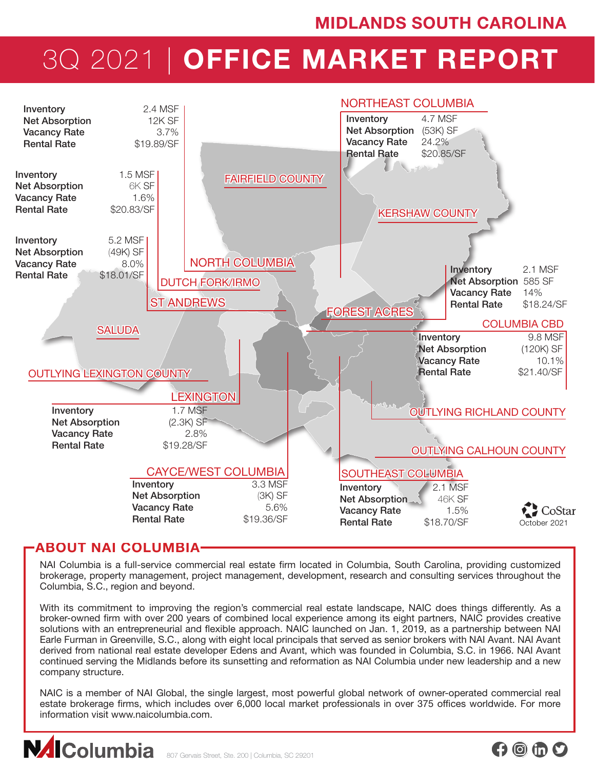MIDLANDS SOUTH CAROLINA

# 3Q 2021 | OFFICE MARKET REPORT

### FAIRFIELD COUNTY

| | |
|---|---|
| Inventory | 2.4 MSF |
| Net Absorption | 12K SF |
| Vacancy Rate | 3.7% |
| Rental Rate | $19.89/SF |

### NORTHEAST COLUMBIA

| | |
|---|---|
| Inventory | 4.7 MSF |
| Net Absorption | (53K) SF |
| Vacancy Rate | 24.2% |
| Rental Rate | $20.85/SF |

### DUTCH FORK/IRMO

| | |
|---|---|
| Inventory | 1.5 MSF |
| Net Absorption | 6K SF |
| Vacancy Rate | 1.6% |
| Rental Rate | $20.83/SF |

KERSHAW COUNTY

### ST ANDREWS

| | |
|---|---|
| Inventory | 5.2 MSF |
| Net Absorption | (49K) SF |
| Vacancy Rate | 8.0% |
| Rental Rate | $18.01/SF |

NORTH COLUMBIA

SALUDA

### FOREST ACRES

| | |
|---|---|
| Inventory | 2.1 MSF |
| Net Absorption | 585 SF |
| Vacancy Rate | 14% |
| Rental Rate | $18.24/SF |

### COLUMBIA CBD

| | |
|---|---|
| Inventory | 9.8 MSF |
| Net Absorption | (120K) SF |
| Vacancy Rate | 10.1% |
| Rental Rate | $21.40/SF |

OUTLYING LEXINGTON COUNTY

### LEXINGTON

| | |
|---|---|
| Inventory | 1.7 MSF |
| Net Absorption | (2.3K) SF |
| Vacancy Rate | 2.8% |
| Rental Rate | $19.28/SF |

OUTLYING RICHLAND COUNTY

OUTLYING CALHOUN COUNTY

### CAYCE/WEST COLUMBIA

| | |
|---|---|
| Inventory | 3.3 MSF |
| Net Absorption | (3K) SF |
| Vacancy Rate | 5.6% |
| Rental Rate | $19.36/SF |

### SOUTHEAST COLUMBIA

| | |
|---|---|
| Inventory | 2.1 MSF |
| Net Absorption | 46K SF |
| Vacancy Rate | 1.5% |
| Rental Rate | $18.70/SF |

CoStar
October 2021

## ABOUT NAI COLUMBIA

NAI Columbia is a full-service commercial real estate firm located in Columbia, South Carolina, providing customized brokerage, property management, project management, development, research and consulting services throughout the Columbia, S.C., region and beyond.

With its commitment to improving the region's commercial real estate landscape, NAIC does things differently. As a broker-owned firm with over 200 years of combined local experience among its eight partners, NAIC provides creative solutions with an entrepreneurial and flexible approach. NAIC launched on Jan. 1, 2019, as a partnership between NAI Earle Furman in Greenville, S.C., along with eight local principals that served as senior brokers with NAI Avant. NAI Avant derived from national real estate developer Edens and Avant, which was founded in Columbia, S.C. in 1966. NAI Avant continued serving the Midlands before its sunsetting and reformation as NAI Columbia under new leadership and a new company structure.

NAIC is a member of NAI Global, the single largest, most powerful global network of owner-operated commercial real estate brokerage firms, which includes over 6,000 local market professionals in over 375 offices worldwide. For more information visit www.naicolumbia.com.

NAI Columbia 807 Gervais Street, Ste. 200 | Columbia, SC 29201